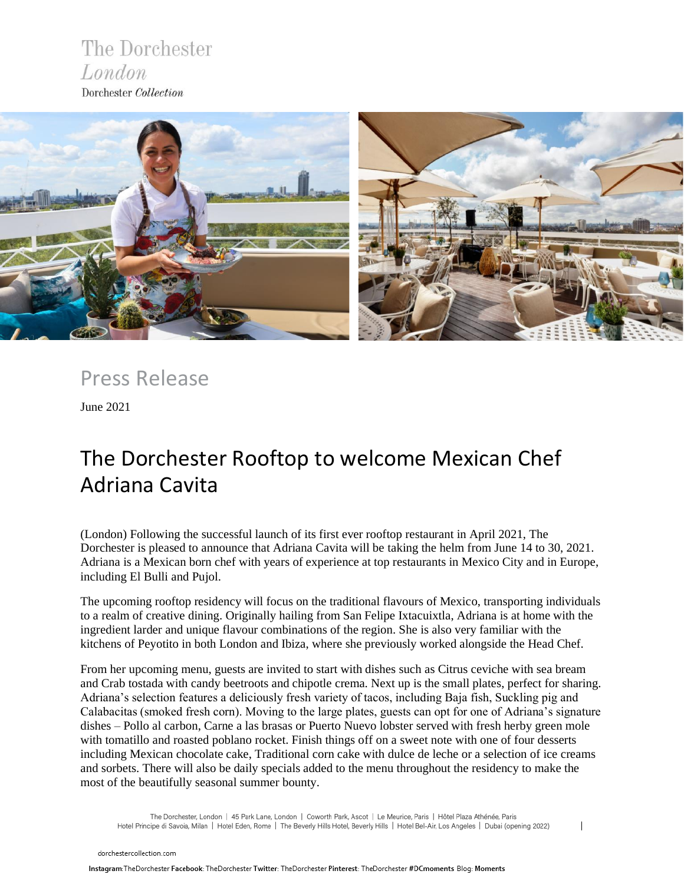The Dorchester
*London*
Dorchester *Collection*

## Press Release

June 2021

# The Dorchester Rooftop to welcome Mexican Chef Adriana Cavita

(London) Following the successful launch of its first ever rooftop restaurant in April 2021, The Dorchester is pleased to announce that Adriana Cavita will be taking the helm from June 14 to 30, 2021. Adriana is a Mexican born chef with years of experience at top restaurants in Mexico City and in Europe, including El Bulli and Pujol.

The upcoming rooftop residency will focus on the traditional flavours of Mexico, transporting individuals to a realm of creative dining. Originally hailing from San Felipe Ixtacuixtla, Adriana is at home with the ingredient larder and unique flavour combinations of the region. She is also very familiar with the kitchens of Peyotito in both London and Ibiza, where she previously worked alongside the Head Chef.

From her upcoming menu, guests are invited to start with dishes such as Citrus ceviche with sea bream and Crab tostada with candy beetroots and chipotle crema. Next up is the small plates, perfect for sharing. Adriana's selection features a deliciously fresh variety of tacos, including Baja fish, Suckling pig and Calabacitas (smoked fresh corn). Moving to the large plates, guests can opt for one of Adriana's signature dishes – Pollo al carbon, Carne a las brasas or Puerto Nuevo lobster served with fresh herby green mole with tomatillo and roasted poblano rocket. Finish things off on a sweet note with one of four desserts including Mexican chocolate cake, Traditional corn cake with dulce de leche or a selection of ice creams and sorbets. There will also be daily specials added to the menu throughout the residency to make the most of the beautifully seasonal summer bounty.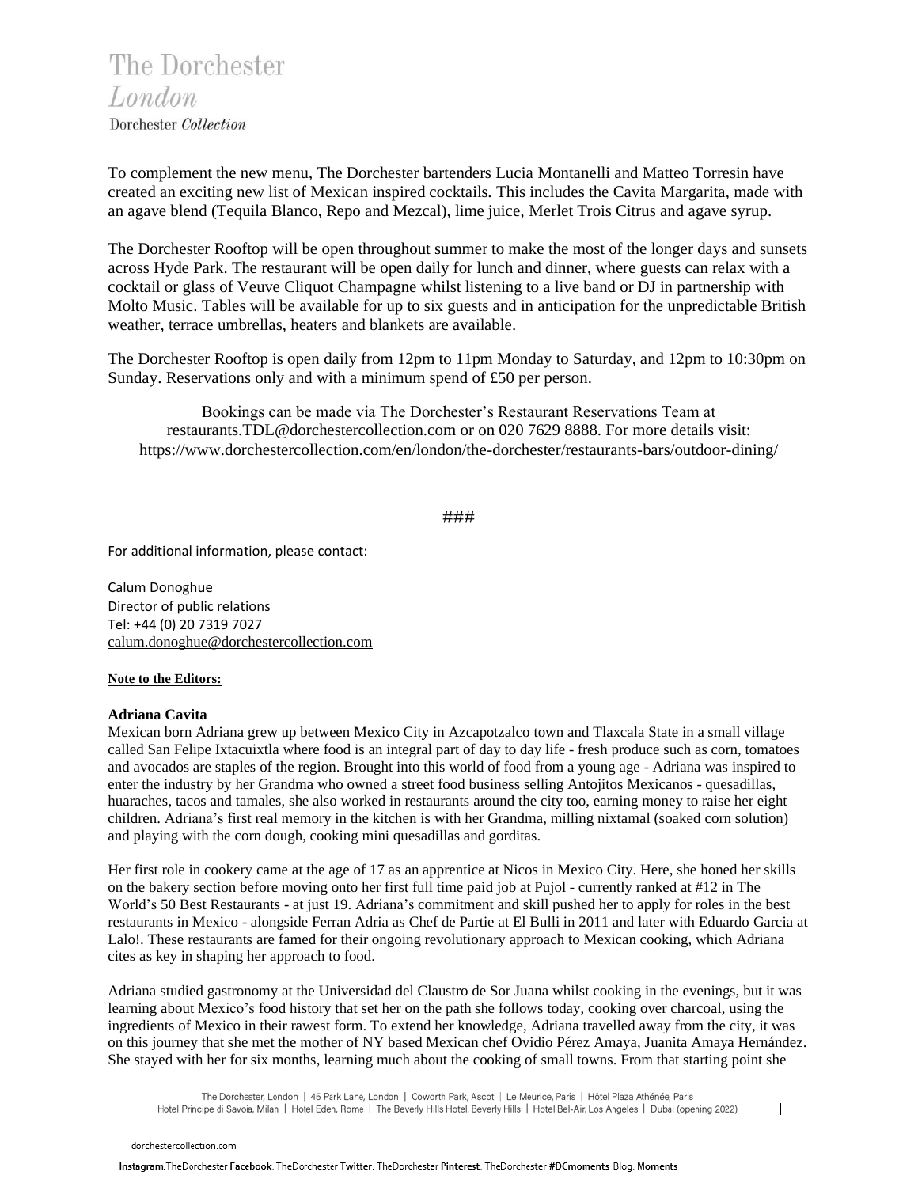To complement the new menu, The Dorchester bartenders Lucia Montanelli and Matteo Torresin have created an exciting new list of Mexican inspired cocktails. This includes the Cavita Margarita, made with an agave blend (Tequila Blanco, Repo and Mezcal), lime juice, Merlet Trois Citrus and agave syrup.

The Dorchester Rooftop will be open throughout summer to make the most of the longer days and sunsets across Hyde Park. The restaurant will be open daily for lunch and dinner, where guests can relax with a cocktail or glass of Veuve Cliquot Champagne whilst listening to a live band or DJ in partnership with Molto Music. Tables will be available for up to six guests and in anticipation for the unpredictable British weather, terrace umbrellas, heaters and blankets are available.

The Dorchester Rooftop is open daily from 12pm to 11pm Monday to Saturday, and 12pm to 10:30pm on Sunday. Reservations only and with a minimum spend of £50 per person.

Bookings can be made via The Dorchester's Restaurant Reservations Team at restaurants.TDL@dorchestercollection.com or on 020 7629 8888. For more details visit: https://www.dorchestercollection.com/en/london/the-dorchester/restaurants-bars/outdoor-dining/

###

For additional information, please contact:

Calum Donoghue
Director of public relations
Tel: +44 (0) 20 7319 7027
calum.donoghue@dorchestercollection.com

**Note to the Editors:**

**Adriana Cavita**

Mexican born Adriana grew up between Mexico City in Azcapotzalco town and Tlaxcala State in a small village called San Felipe Ixtacuixtla where food is an integral part of day to day life - fresh produce such as corn, tomatoes and avocados are staples of the region. Brought into this world of food from a young age - Adriana was inspired to enter the industry by her Grandma who owned a street food business selling Antojitos Mexicanos - quesadillas, huaraches, tacos and tamales, she also worked in restaurants around the city too, earning money to raise her eight children. Adriana's first real memory in the kitchen is with her Grandma, milling nixtamal (soaked corn solution) and playing with the corn dough, cooking mini quesadillas and gorditas.

Her first role in cookery came at the age of 17 as an apprentice at Nicos in Mexico City. Here, she honed her skills on the bakery section before moving onto her first full time paid job at Pujol - currently ranked at #12 in The World's 50 Best Restaurants - at just 19. Adriana's commitment and skill pushed her to apply for roles in the best restaurants in Mexico - alongside Ferran Adria as Chef de Partie at El Bulli in 2011 and later with Eduardo Garcia at Lalo!. These restaurants are famed for their ongoing revolutionary approach to Mexican cooking, which Adriana cites as key in shaping her approach to food.

Adriana studied gastronomy at the Universidad del Claustro de Sor Juana whilst cooking in the evenings, but it was learning about Mexico's food history that set her on the path she follows today, cooking over charcoal, using the ingredients of Mexico in their rawest form. To extend her knowledge, Adriana travelled away from the city, it was on this journey that she met the mother of NY based Mexican chef Ovidio Pérez Amaya, Juanita Amaya Hernández. She stayed with her for six months, learning much about the cooking of small towns. From that starting point she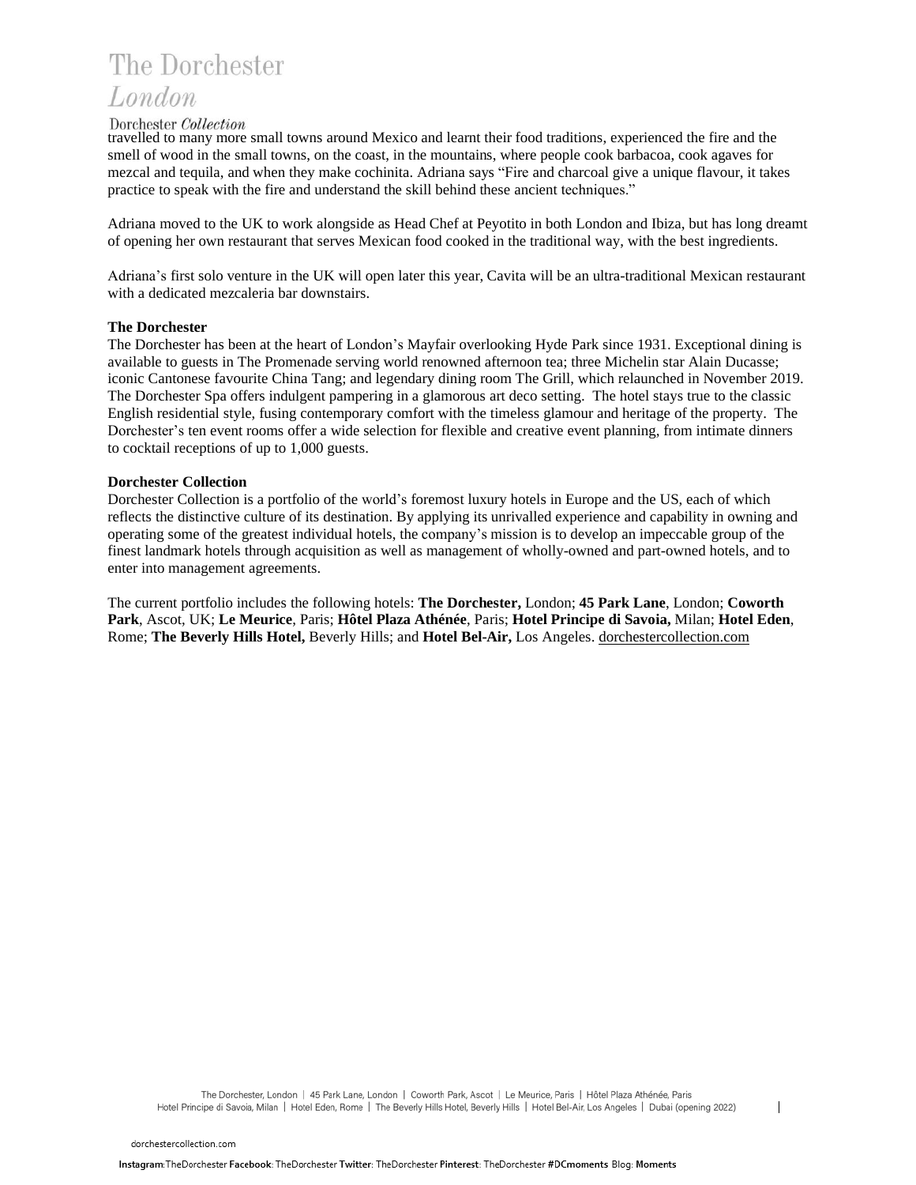travelled to many more small towns around Mexico and learnt their food traditions, experienced the fire and the smell of wood in the small towns, on the coast, in the mountains, where people cook barbacoa, cook agaves for mezcal and tequila, and when they make cochinita. Adriana says "Fire and charcoal give a unique flavour, it takes practice to speak with the fire and understand the skill behind these ancient techniques."

Adriana moved to the UK to work alongside as Head Chef at Peyotito in both London and Ibiza, but has long dreamt of opening her own restaurant that serves Mexican food cooked in the traditional way, with the best ingredients.

Adriana's first solo venture in the UK will open later this year, Cavita will be an ultra-traditional Mexican restaurant with a dedicated mezcaleria bar downstairs.

**The Dorchester**
The Dorchester has been at the heart of London's Mayfair overlooking Hyde Park since 1931. Exceptional dining is available to guests in The Promenade serving world renowned afternoon tea; three Michelin star Alain Ducasse; iconic Cantonese favourite China Tang; and legendary dining room The Grill, which relaunched in November 2019. The Dorchester Spa offers indulgent pampering in a glamorous art deco setting. The hotel stays true to the classic English residential style, fusing contemporary comfort with the timeless glamour and heritage of the property. The Dorchester's ten event rooms offer a wide selection for flexible and creative event planning, from intimate dinners to cocktail receptions of up to 1,000 guests.

**Dorchester Collection**
Dorchester Collection is a portfolio of the world's foremost luxury hotels in Europe and the US, each of which reflects the distinctive culture of its destination. By applying its unrivalled experience and capability in owning and operating some of the greatest individual hotels, the company's mission is to develop an impeccable group of the finest landmark hotels through acquisition as well as management of wholly-owned and part-owned hotels, and to enter into management agreements.

The current portfolio includes the following hotels: **The Dorchester,** London; **45 Park Lane**, London; **Coworth Park**, Ascot, UK; **Le Meurice**, Paris; **Hôtel Plaza Athénée**, Paris; **Hotel Principe di Savoia,** Milan; **Hotel Eden**, Rome; **The Beverly Hills Hotel,** Beverly Hills; and **Hotel Bel-Air,** Los Angeles. dorchestercollection.com